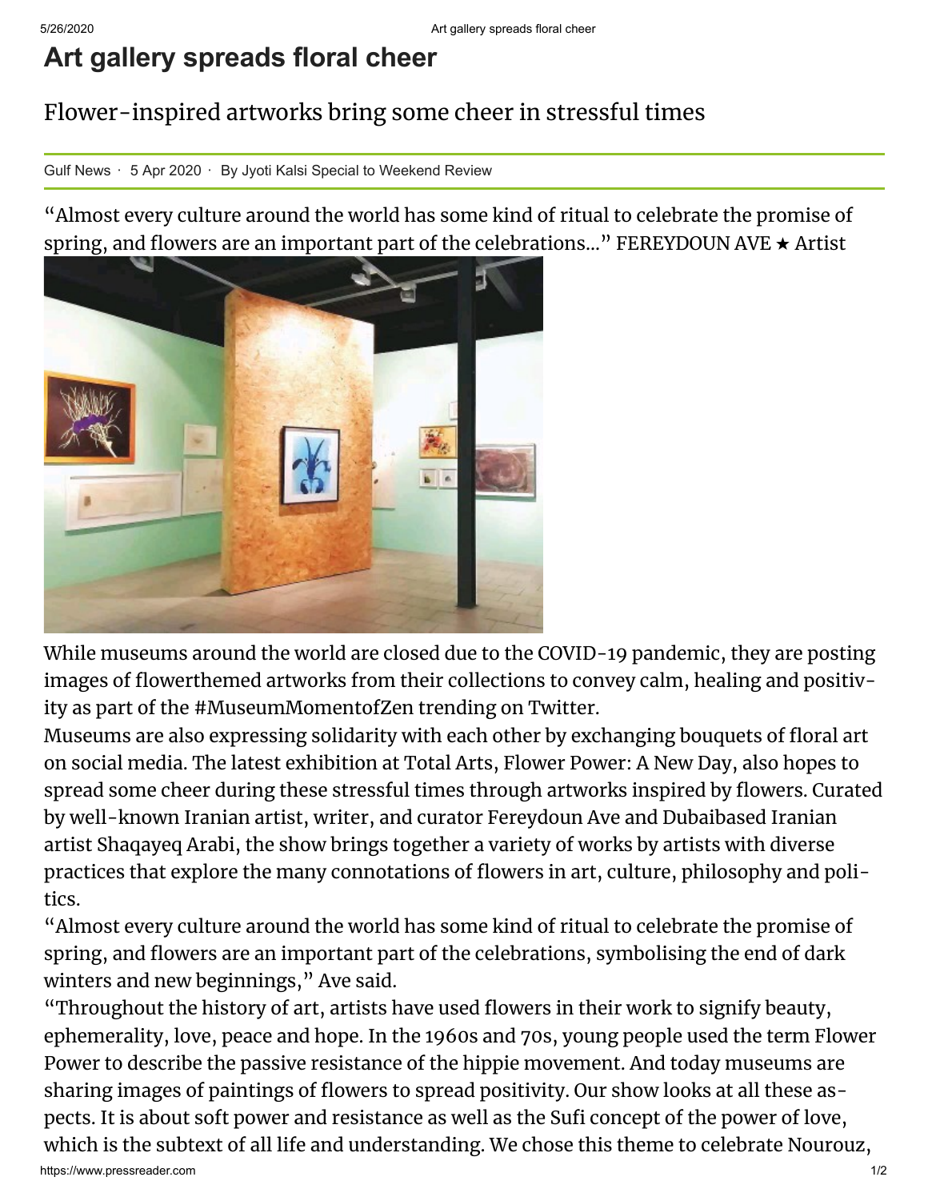# Art gallery spreads floral cheer

## Flower-inspired artworks bring some cheer in stressful times

Gulf News · 5 Apr 2020 · By Jyoti Kalsi Special to Weekend Review

"Almost every culture around the world has some kind of ritual to celebrate the promise of spring, and flowers are an important part of the celebrations..." FEREYDOUN AVE ★ Artist

While museums around the world are closed due to the COVID-19 pandemic, they are posting images of flowerthemed artworks from their collections to convey calm, healing and positivity as part of the #MuseumMomentofZen trending on Twitter.

Museums are also expressing solidarity with each other by exchanging bouquets of floral art on social media. The latest exhibition at Total Arts, Flower Power: A New Day, also hopes to spread some cheer during these stressful times through artworks inspired by flowers. Curated by well-known Iranian artist, writer, and curator Fereydoun Ave and Dubaibased Iranian artist Shaqayeq Arabi, the show brings together a variety of works by artists with diverse practices that explore the many connotations of flowers in art, culture, philosophy and politics.

"Almost every culture around the world has some kind of ritual to celebrate the promise of spring, and flowers are an important part of the celebrations, symbolising the end of dark winters and new beginnings," Ave said.

"Throughout the history of art, artists have used flowers in their work to signify beauty, ephemerality, love, peace and hope. In the 1960s and 70s, young people used the term Flower Power to describe the passive resistance of the hippie movement. And today museums are sharing images of paintings of flowers to spread positivity. Our show looks at all these aspects. It is about soft power and resistance as well as the Sufi concept of the power of love, which is the subtext of all life and understanding. We chose this theme to celebrate Nourouz,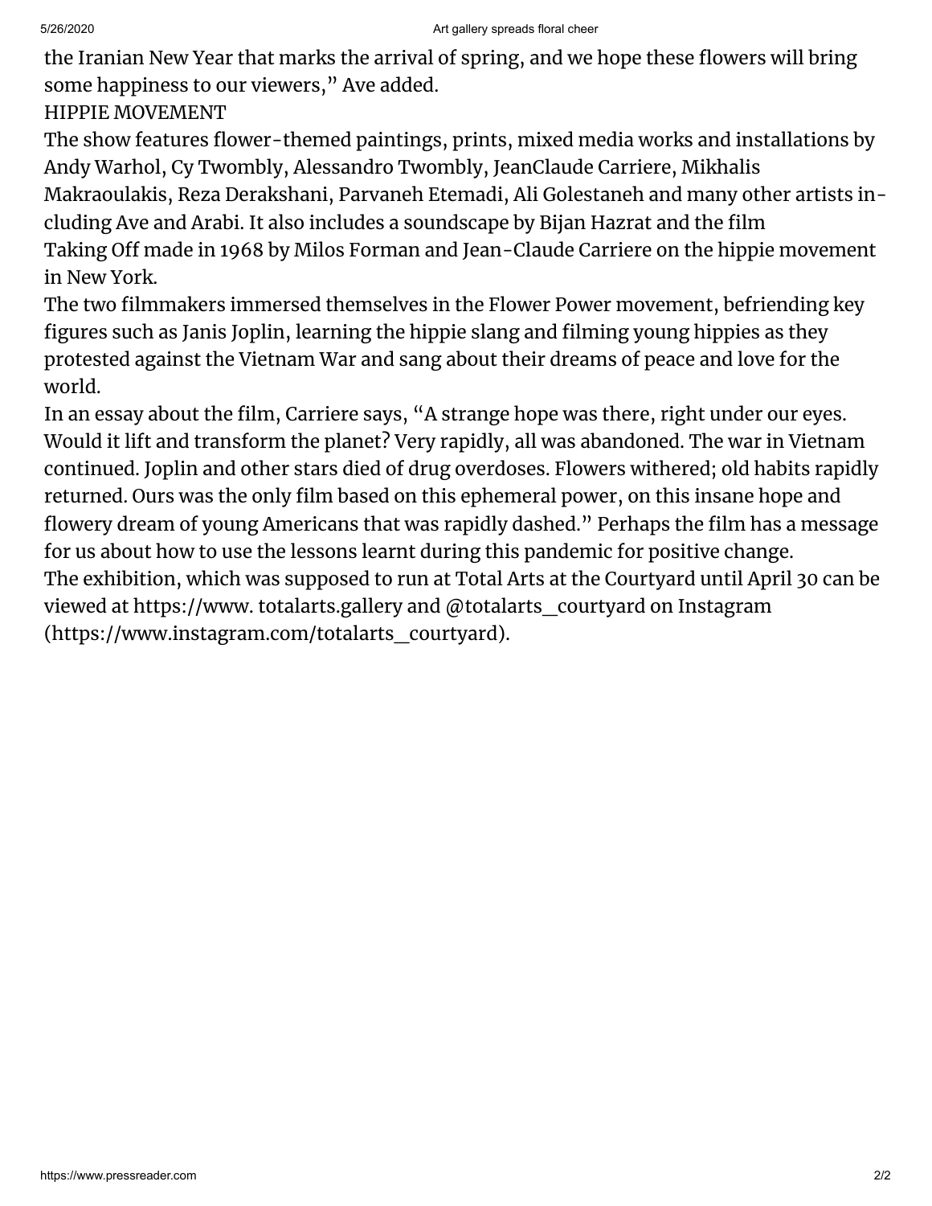the Iranian New Year that marks the arrival of spring, and we hope these flowers will bring some happiness to our viewers," Ave added.

## HIPPIE MOVEMENT

The show features flower-themed paintings, prints, mixed media works and installations by Andy Warhol, Cy Twombly, Alessandro Twombly, JeanClaude Carriere, Mikhalis Makraoulakis, Reza Derakshani, Parvaneh Etemadi, Ali Golestaneh and many other artists including Ave and Arabi. It also includes a soundscape by Bijan Hazrat and the film Taking Off made in 1968 by Milos Forman and Jean-Claude Carriere on the hippie movement in New York.

The two filmmakers immersed themselves in the Flower Power movement, befriending key figures such as Janis Joplin, learning the hippie slang and filming young hippies as they protested against the Vietnam War and sang about their dreams of peace and love for the world.

In an essay about the film, Carriere says, "A strange hope was there, right under our eyes. Would it lift and transform the planet? Very rapidly, all was abandoned. The war in Vietnam continued. Joplin and other stars died of drug overdoses. Flowers withered; old habits rapidly returned. Ours was the only film based on this ephemeral power, on this insane hope and flowery dream of young Americans that was rapidly dashed." Perhaps the film has a message for us about how to use the lessons learnt during this pandemic for positive change.

The exhibition, which was supposed to run at Total Arts at the Courtyard until April 30 can be viewed at https://www. totalarts.gallery and @totalarts_courtyard on Instagram (https://www.instagram.com/totalarts_courtyard).